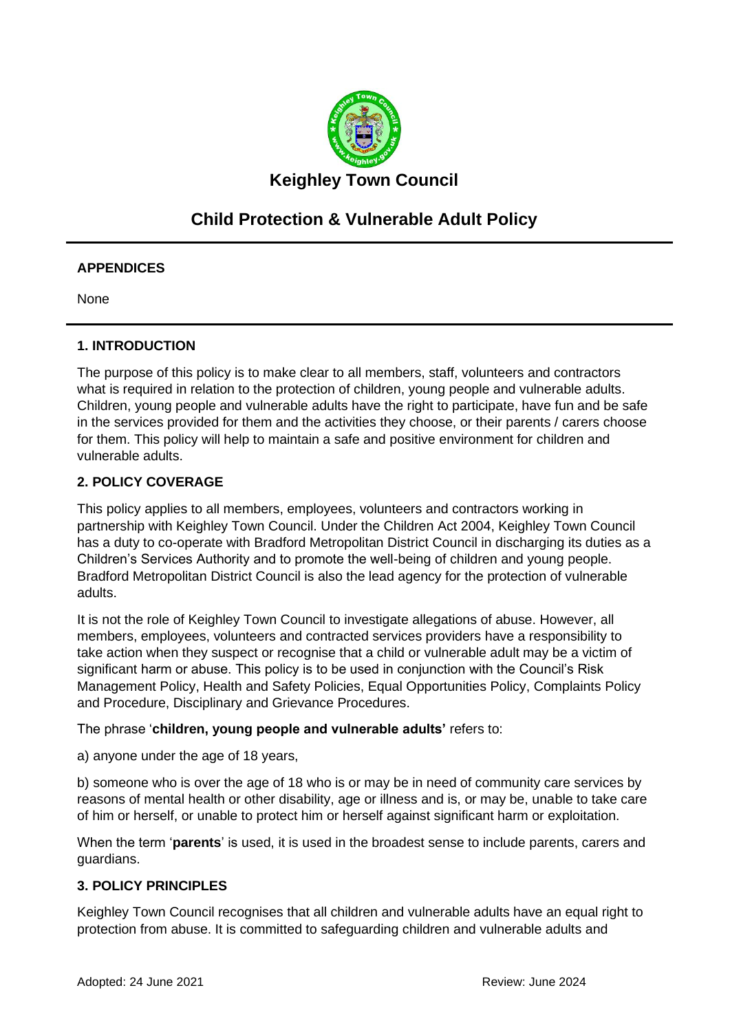# Keighley Town Council

## Child Protection & Vulnerable Adult Policy

---

**APPENDICES**

None

---

**1. INTRODUCTION**

The purpose of this policy is to make clear to all members, staff, volunteers and contractors what is required in relation to the protection of children, young people and vulnerable adults. Children, young people and vulnerable adults have the right to participate, have fun and be safe in the services provided for them and the activities they choose, or their parents / carers choose for them. This policy will help to maintain a safe and positive environment for children and vulnerable adults.

**2. POLICY COVERAGE**

This policy applies to all members, employees, volunteers and contractors working in partnership with Keighley Town Council. Under the Children Act 2004, Keighley Town Council has a duty to co-operate with Bradford Metropolitan District Council in discharging its duties as a Children's Services Authority and to promote the well-being of children and young people. Bradford Metropolitan District Council is also the lead agency for the protection of vulnerable adults.

It is not the role of Keighley Town Council to investigate allegations of abuse. However, all members, employees, volunteers and contracted services providers have a responsibility to take action when they suspect or recognise that a child or vulnerable adult may be a victim of significant harm or abuse. This policy is to be used in conjunction with the Council's Risk Management Policy, Health and Safety Policies, Equal Opportunities Policy, Complaints Policy and Procedure, Disciplinary and Grievance Procedures.

The phrase '**children, young people and vulnerable adults'** refers to:

a) anyone under the age of 18 years,

b) someone who is over the age of 18 who is or may be in need of community care services by reasons of mental health or other disability, age or illness and is, or may be, unable to take care of him or herself, or unable to protect him or herself against significant harm or exploitation.

When the term '**parents**' is used, it is used in the broadest sense to include parents, carers and guardians.

**3. POLICY PRINCIPLES**

Keighley Town Council recognises that all children and vulnerable adults have an equal right to protection from abuse. It is committed to safeguarding children and vulnerable adults and

Adopted: 24 June 2021 Review: June 2024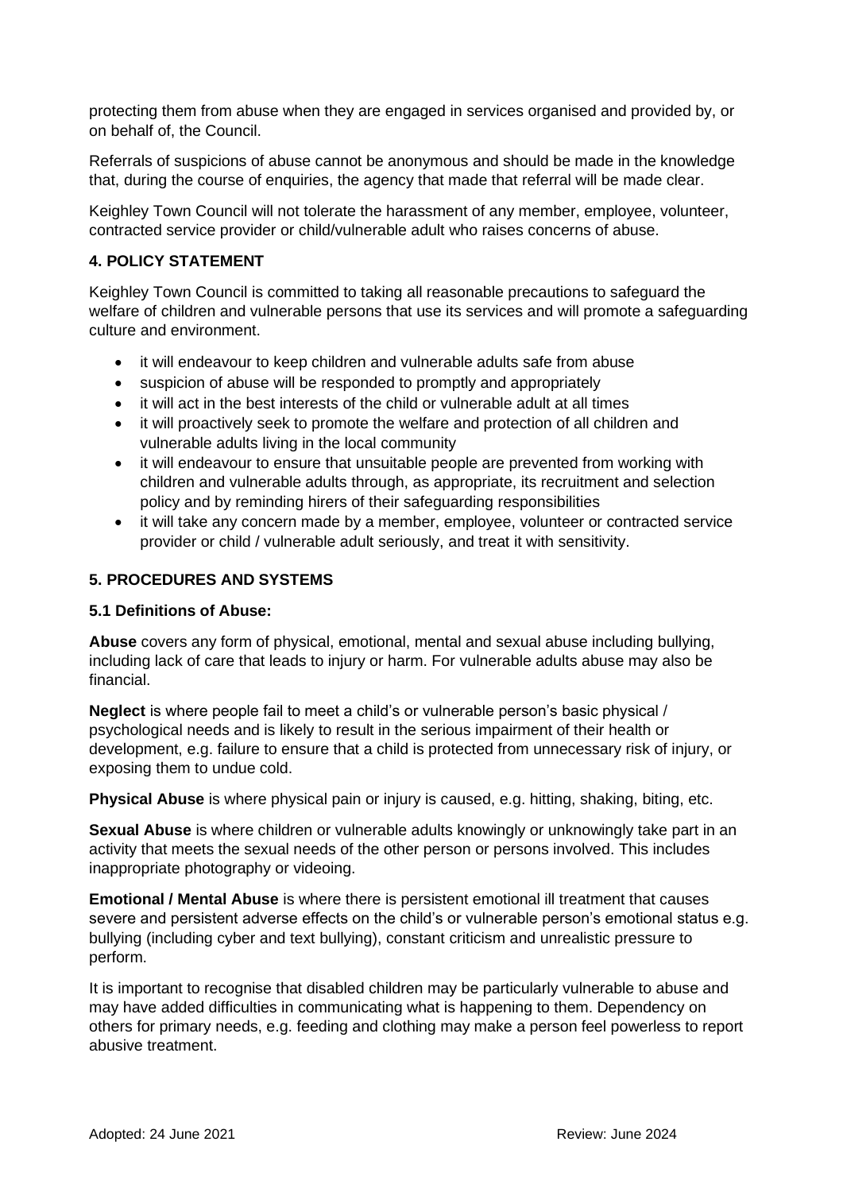protecting them from abuse when they are engaged in services organised and provided by, or on behalf of, the Council.

Referrals of suspicions of abuse cannot be anonymous and should be made in the knowledge that, during the course of enquiries, the agency that made that referral will be made clear.

Keighley Town Council will not tolerate the harassment of any member, employee, volunteer, contracted service provider or child/vulnerable adult who raises concerns of abuse.

### 4. POLICY STATEMENT

Keighley Town Council is committed to taking all reasonable precautions to safeguard the welfare of children and vulnerable persons that use its services and will promote a safeguarding culture and environment.

- it will endeavour to keep children and vulnerable adults safe from abuse
- suspicion of abuse will be responded to promptly and appropriately
- it will act in the best interests of the child or vulnerable adult at all times
- it will proactively seek to promote the welfare and protection of all children and vulnerable adults living in the local community
- it will endeavour to ensure that unsuitable people are prevented from working with children and vulnerable adults through, as appropriate, its recruitment and selection policy and by reminding hirers of their safeguarding responsibilities
- it will take any concern made by a member, employee, volunteer or contracted service provider or child / vulnerable adult seriously, and treat it with sensitivity.

### 5. PROCEDURES AND SYSTEMS

#### 5.1 Definitions of Abuse:

**Abuse** covers any form of physical, emotional, mental and sexual abuse including bullying, including lack of care that leads to injury or harm. For vulnerable adults abuse may also be financial.

**Neglect** is where people fail to meet a child's or vulnerable person's basic physical / psychological needs and is likely to result in the serious impairment of their health or development, e.g. failure to ensure that a child is protected from unnecessary risk of injury, or exposing them to undue cold.

**Physical Abuse** is where physical pain or injury is caused, e.g. hitting, shaking, biting, etc.

**Sexual Abuse** is where children or vulnerable adults knowingly or unknowingly take part in an activity that meets the sexual needs of the other person or persons involved. This includes inappropriate photography or videoing.

**Emotional / Mental Abuse** is where there is persistent emotional ill treatment that causes severe and persistent adverse effects on the child's or vulnerable person's emotional status e.g. bullying (including cyber and text bullying), constant criticism and unrealistic pressure to perform.

It is important to recognise that disabled children may be particularly vulnerable to abuse and may have added difficulties in communicating what is happening to them. Dependency on others for primary needs, e.g. feeding and clothing may make a person feel powerless to report abusive treatment.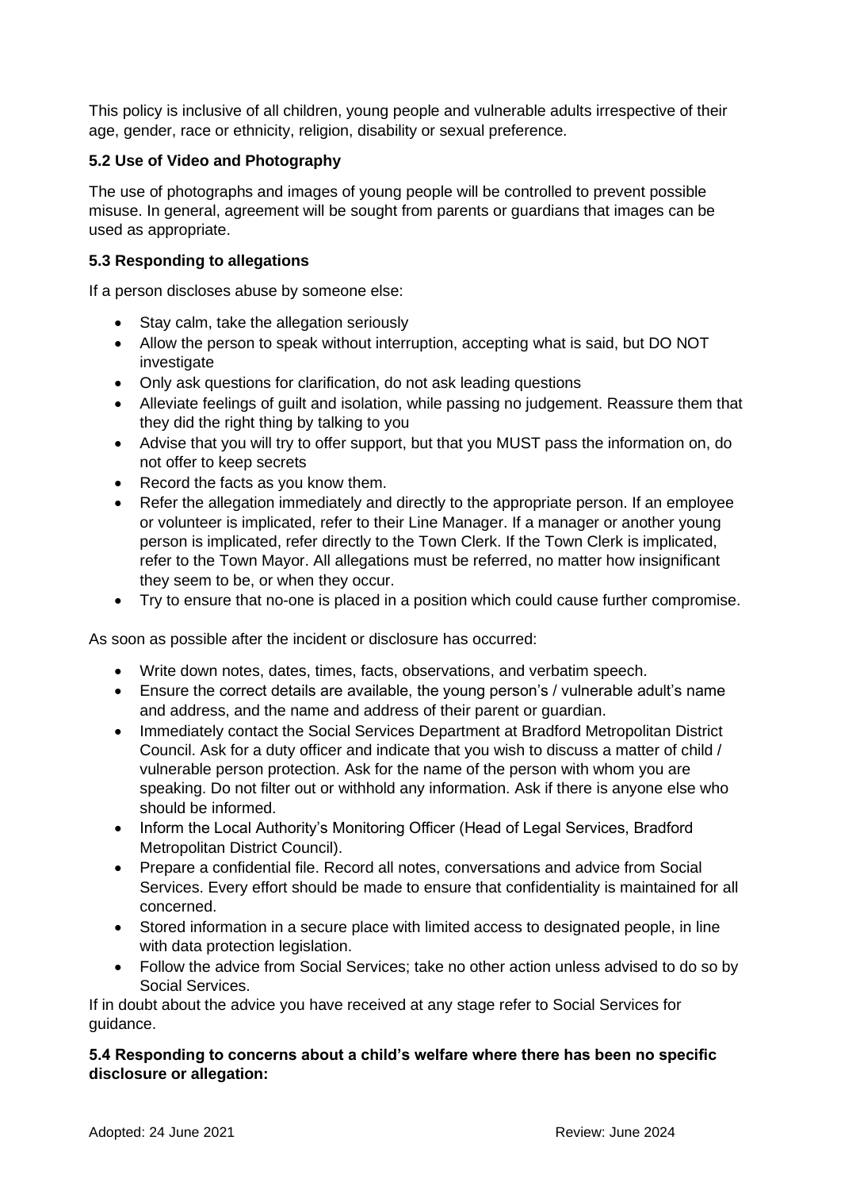This policy is inclusive of all children, young people and vulnerable adults irrespective of their age, gender, race or ethnicity, religion, disability or sexual preference.

### 5.2 Use of Video and Photography

The use of photographs and images of young people will be controlled to prevent possible misuse. In general, agreement will be sought from parents or guardians that images can be used as appropriate.

### 5.3 Responding to allegations

If a person discloses abuse by someone else:

- Stay calm, take the allegation seriously
- Allow the person to speak without interruption, accepting what is said, but DO NOT investigate
- Only ask questions for clarification, do not ask leading questions
- Alleviate feelings of guilt and isolation, while passing no judgement. Reassure them that they did the right thing by talking to you
- Advise that you will try to offer support, but that you MUST pass the information on, do not offer to keep secrets
- Record the facts as you know them.
- Refer the allegation immediately and directly to the appropriate person. If an employee or volunteer is implicated, refer to their Line Manager. If a manager or another young person is implicated, refer directly to the Town Clerk. If the Town Clerk is implicated, refer to the Town Mayor. All allegations must be referred, no matter how insignificant they seem to be, or when they occur.
- Try to ensure that no-one is placed in a position which could cause further compromise.

As soon as possible after the incident or disclosure has occurred:

- Write down notes, dates, times, facts, observations, and verbatim speech.
- Ensure the correct details are available, the young person's / vulnerable adult's name and address, and the name and address of their parent or guardian.
- Immediately contact the Social Services Department at Bradford Metropolitan District Council. Ask for a duty officer and indicate that you wish to discuss a matter of child / vulnerable person protection. Ask for the name of the person with whom you are speaking. Do not filter out or withhold any information. Ask if there is anyone else who should be informed.
- Inform the Local Authority's Monitoring Officer (Head of Legal Services, Bradford Metropolitan District Council).
- Prepare a confidential file. Record all notes, conversations and advice from Social Services. Every effort should be made to ensure that confidentiality is maintained for all concerned.
- Stored information in a secure place with limited access to designated people, in line with data protection legislation.
- Follow the advice from Social Services; take no other action unless advised to do so by Social Services.

If in doubt about the advice you have received at any stage refer to Social Services for guidance.

### 5.4 Responding to concerns about a child's welfare where there has been no specific disclosure or allegation: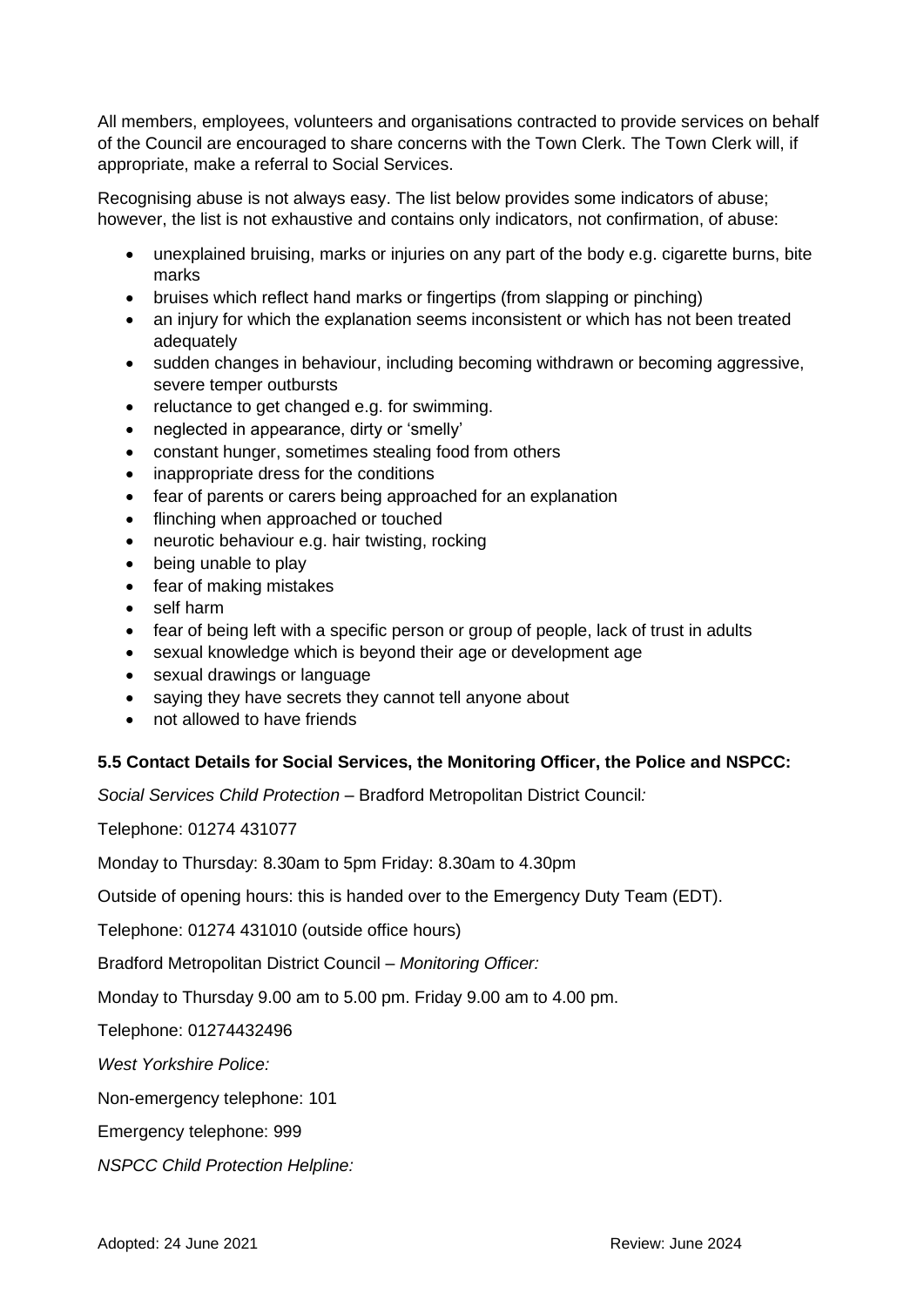All members, employees, volunteers and organisations contracted to provide services on behalf of the Council are encouraged to share concerns with the Town Clerk. The Town Clerk will, if appropriate, make a referral to Social Services.

Recognising abuse is not always easy. The list below provides some indicators of abuse; however, the list is not exhaustive and contains only indicators, not confirmation, of abuse:

- unexplained bruising, marks or injuries on any part of the body e.g. cigarette burns, bite marks
- bruises which reflect hand marks or fingertips (from slapping or pinching)
- an injury for which the explanation seems inconsistent or which has not been treated adequately
- sudden changes in behaviour, including becoming withdrawn or becoming aggressive, severe temper outbursts
- reluctance to get changed e.g. for swimming.
- neglected in appearance, dirty or 'smelly'
- constant hunger, sometimes stealing food from others
- inappropriate dress for the conditions
- fear of parents or carers being approached for an explanation
- flinching when approached or touched
- neurotic behaviour e.g. hair twisting, rocking
- being unable to play
- fear of making mistakes
- self harm
- fear of being left with a specific person or group of people, lack of trust in adults
- sexual knowledge which is beyond their age or development age
- sexual drawings or language
- saying they have secrets they cannot tell anyone about
- not allowed to have friends

**5.5 Contact Details for Social Services, the Monitoring Officer, the Police and NSPCC:**

*Social Services Child Protection* – Bradford Metropolitan District Council*:*

Telephone: 01274 431077

Monday to Thursday: 8.30am to 5pm Friday: 8.30am to 4.30pm

Outside of opening hours: this is handed over to the Emergency Duty Team (EDT).

Telephone: 01274 431010 (outside office hours)

Bradford Metropolitan District Council – *Monitoring Officer:*

Monday to Thursday 9.00 am to 5.00 pm. Friday 9.00 am to 4.00 pm.

Telephone: 01274432496

*West Yorkshire Police:*

Non-emergency telephone: 101

Emergency telephone: 999

*NSPCC Child Protection Helpline:*

Adopted: 24 June 2021 Review: June 2024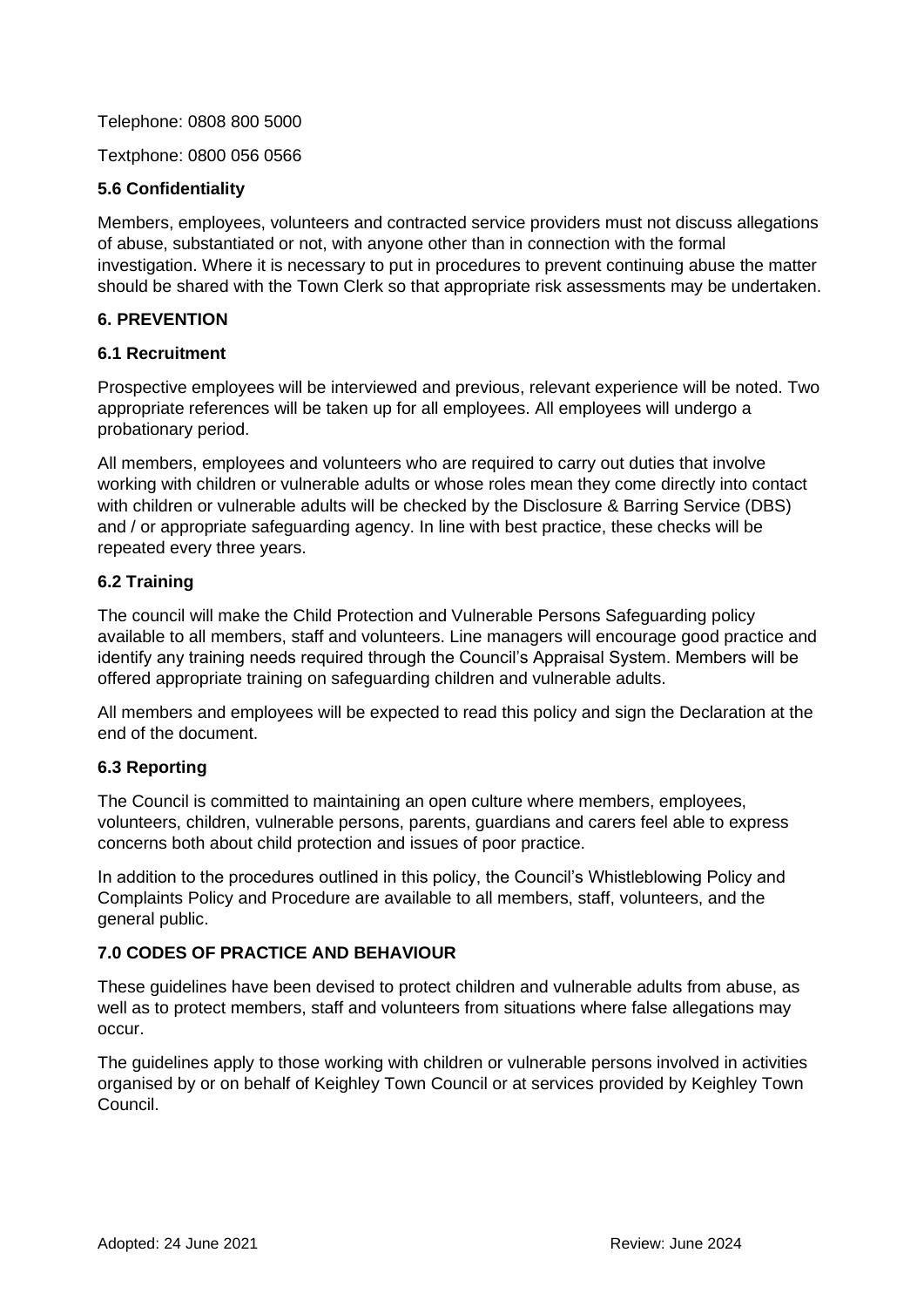Telephone: 0808 800 5000

Textphone: 0800 056 0566

### 5.6 Confidentiality

Members, employees, volunteers and contracted service providers must not discuss allegations of abuse, substantiated or not, with anyone other than in connection with the formal investigation. Where it is necessary to put in procedures to prevent continuing abuse the matter should be shared with the Town Clerk so that appropriate risk assessments may be undertaken.

## 6. PREVENTION

### 6.1 Recruitment

Prospective employees will be interviewed and previous, relevant experience will be noted. Two appropriate references will be taken up for all employees. All employees will undergo a probationary period.

All members, employees and volunteers who are required to carry out duties that involve working with children or vulnerable adults or whose roles mean they come directly into contact with children or vulnerable adults will be checked by the Disclosure & Barring Service (DBS) and / or appropriate safeguarding agency. In line with best practice, these checks will be repeated every three years.

### 6.2 Training

The council will make the Child Protection and Vulnerable Persons Safeguarding policy available to all members, staff and volunteers. Line managers will encourage good practice and identify any training needs required through the Council's Appraisal System. Members will be offered appropriate training on safeguarding children and vulnerable adults.

All members and employees will be expected to read this policy and sign the Declaration at the end of the document.

### 6.3 Reporting

The Council is committed to maintaining an open culture where members, employees, volunteers, children, vulnerable persons, parents, guardians and carers feel able to express concerns both about child protection and issues of poor practice.

In addition to the procedures outlined in this policy, the Council's Whistleblowing Policy and Complaints Policy and Procedure are available to all members, staff, volunteers, and the general public.

## 7.0 CODES OF PRACTICE AND BEHAVIOUR

These guidelines have been devised to protect children and vulnerable adults from abuse, as well as to protect members, staff and volunteers from situations where false allegations may occur.

The guidelines apply to those working with children or vulnerable persons involved in activities organised by or on behalf of Keighley Town Council or at services provided by Keighley Town Council.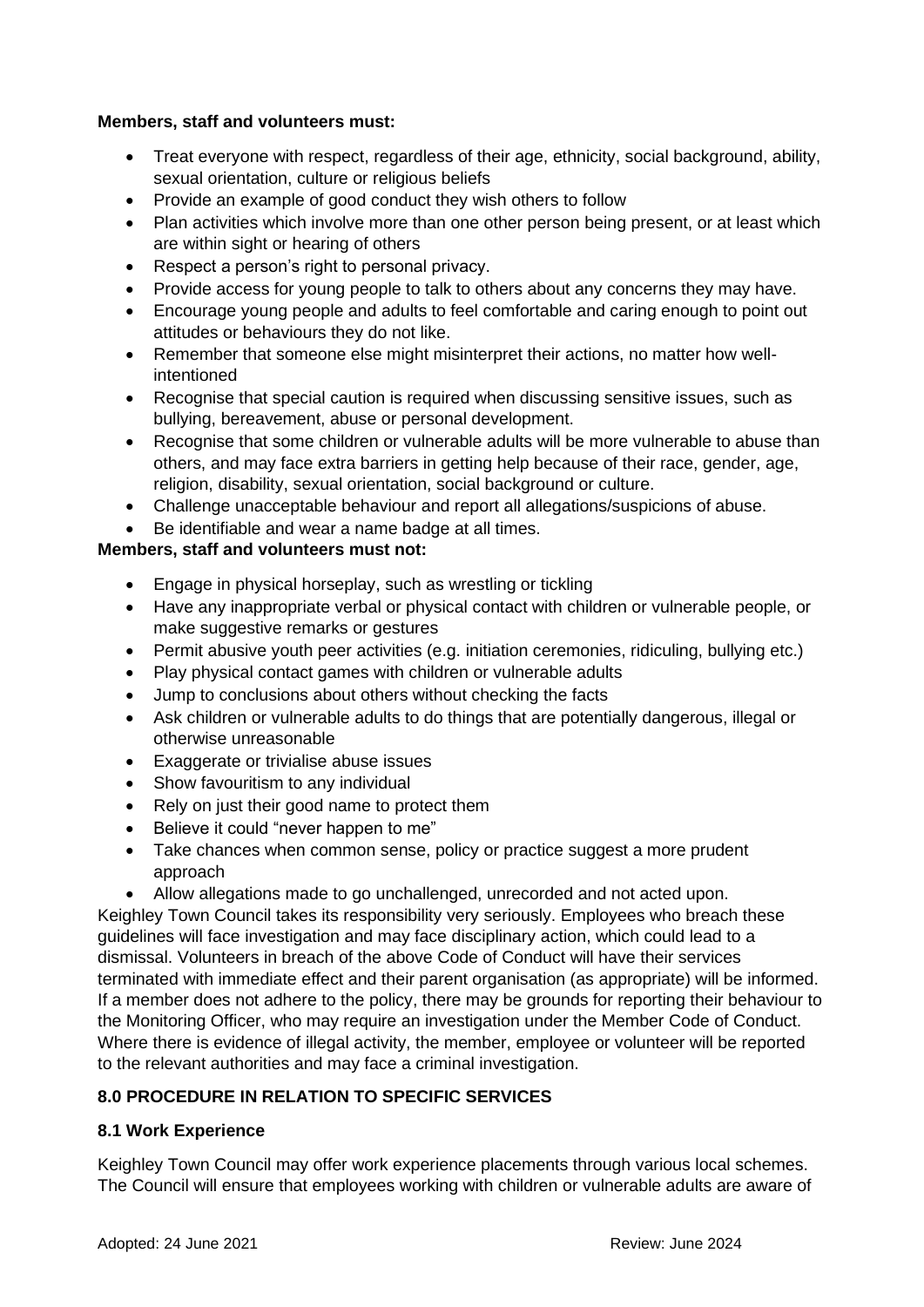**Members, staff and volunteers must:**

- Treat everyone with respect, regardless of their age, ethnicity, social background, ability, sexual orientation, culture or religious beliefs
- Provide an example of good conduct they wish others to follow
- Plan activities which involve more than one other person being present, or at least which are within sight or hearing of others
- Respect a person's right to personal privacy.
- Provide access for young people to talk to others about any concerns they may have.
- Encourage young people and adults to feel comfortable and caring enough to point out attitudes or behaviours they do not like.
- Remember that someone else might misinterpret their actions, no matter how well-intentioned
- Recognise that special caution is required when discussing sensitive issues, such as bullying, bereavement, abuse or personal development.
- Recognise that some children or vulnerable adults will be more vulnerable to abuse than others, and may face extra barriers in getting help because of their race, gender, age, religion, disability, sexual orientation, social background or culture.
- Challenge unacceptable behaviour and report all allegations/suspicions of abuse.
- Be identifiable and wear a name badge at all times.

**Members, staff and volunteers must not:**

- Engage in physical horseplay, such as wrestling or tickling
- Have any inappropriate verbal or physical contact with children or vulnerable people, or make suggestive remarks or gestures
- Permit abusive youth peer activities (e.g. initiation ceremonies, ridiculing, bullying etc.)
- Play physical contact games with children or vulnerable adults
- Jump to conclusions about others without checking the facts
- Ask children or vulnerable adults to do things that are potentially dangerous, illegal or otherwise unreasonable
- Exaggerate or trivialise abuse issues
- Show favouritism to any individual
- Rely on just their good name to protect them
- Believe it could "never happen to me"
- Take chances when common sense, policy or practice suggest a more prudent approach
- Allow allegations made to go unchallenged, unrecorded and not acted upon.

Keighley Town Council takes its responsibility very seriously. Employees who breach these guidelines will face investigation and may face disciplinary action, which could lead to a dismissal. Volunteers in breach of the above Code of Conduct will have their services terminated with immediate effect and their parent organisation (as appropriate) will be informed. If a member does not adhere to the policy, there may be grounds for reporting their behaviour to the Monitoring Officer, who may require an investigation under the Member Code of Conduct. Where there is evidence of illegal activity, the member, employee or volunteer will be reported to the relevant authorities and may face a criminal investigation.

## 8.0 PROCEDURE IN RELATION TO SPECIFIC SERVICES

### 8.1 Work Experience

Keighley Town Council may offer work experience placements through various local schemes. The Council will ensure that employees working with children or vulnerable adults are aware of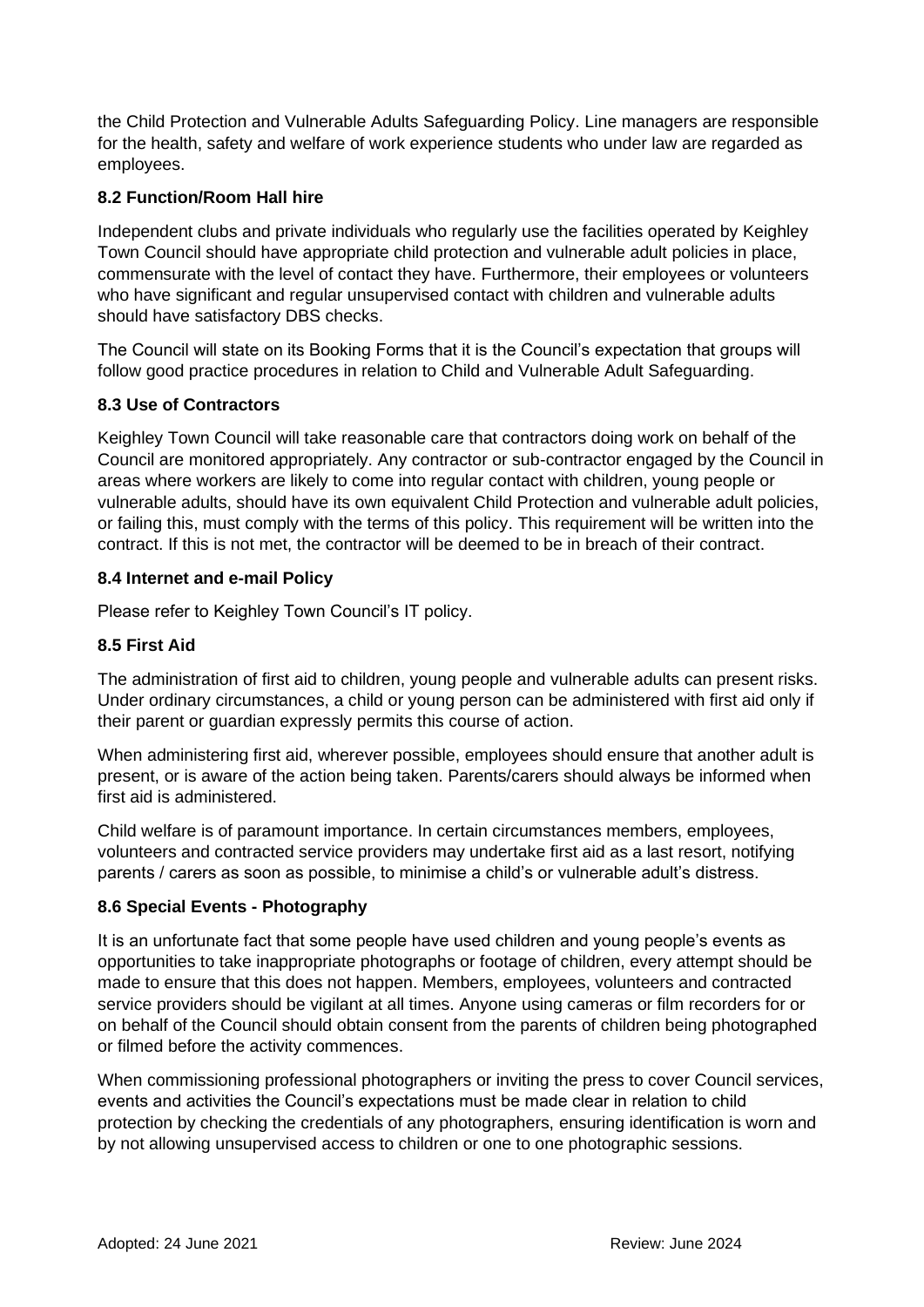the Child Protection and Vulnerable Adults Safeguarding Policy. Line managers are responsible for the health, safety and welfare of work experience students who under law are regarded as employees.

### 8.2 Function/Room Hall hire

Independent clubs and private individuals who regularly use the facilities operated by Keighley Town Council should have appropriate child protection and vulnerable adult policies in place, commensurate with the level of contact they have. Furthermore, their employees or volunteers who have significant and regular unsupervised contact with children and vulnerable adults should have satisfactory DBS checks.

The Council will state on its Booking Forms that it is the Council's expectation that groups will follow good practice procedures in relation to Child and Vulnerable Adult Safeguarding.

### 8.3 Use of Contractors

Keighley Town Council will take reasonable care that contractors doing work on behalf of the Council are monitored appropriately. Any contractor or sub-contractor engaged by the Council in areas where workers are likely to come into regular contact with children, young people or vulnerable adults, should have its own equivalent Child Protection and vulnerable adult policies, or failing this, must comply with the terms of this policy. This requirement will be written into the contract. If this is not met, the contractor will be deemed to be in breach of their contract.

### 8.4 Internet and e-mail Policy

Please refer to Keighley Town Council's IT policy.

### 8.5 First Aid

The administration of first aid to children, young people and vulnerable adults can present risks. Under ordinary circumstances, a child or young person can be administered with first aid only if their parent or guardian expressly permits this course of action.

When administering first aid, wherever possible, employees should ensure that another adult is present, or is aware of the action being taken. Parents/carers should always be informed when first aid is administered.

Child welfare is of paramount importance. In certain circumstances members, employees, volunteers and contracted service providers may undertake first aid as a last resort, notifying parents / carers as soon as possible, to minimise a child's or vulnerable adult's distress.

### 8.6 Special Events - Photography

It is an unfortunate fact that some people have used children and young people's events as opportunities to take inappropriate photographs or footage of children, every attempt should be made to ensure that this does not happen. Members, employees, volunteers and contracted service providers should be vigilant at all times. Anyone using cameras or film recorders for or on behalf of the Council should obtain consent from the parents of children being photographed or filmed before the activity commences.

When commissioning professional photographers or inviting the press to cover Council services, events and activities the Council's expectations must be made clear in relation to child protection by checking the credentials of any photographers, ensuring identification is worn and by not allowing unsupervised access to children or one to one photographic sessions.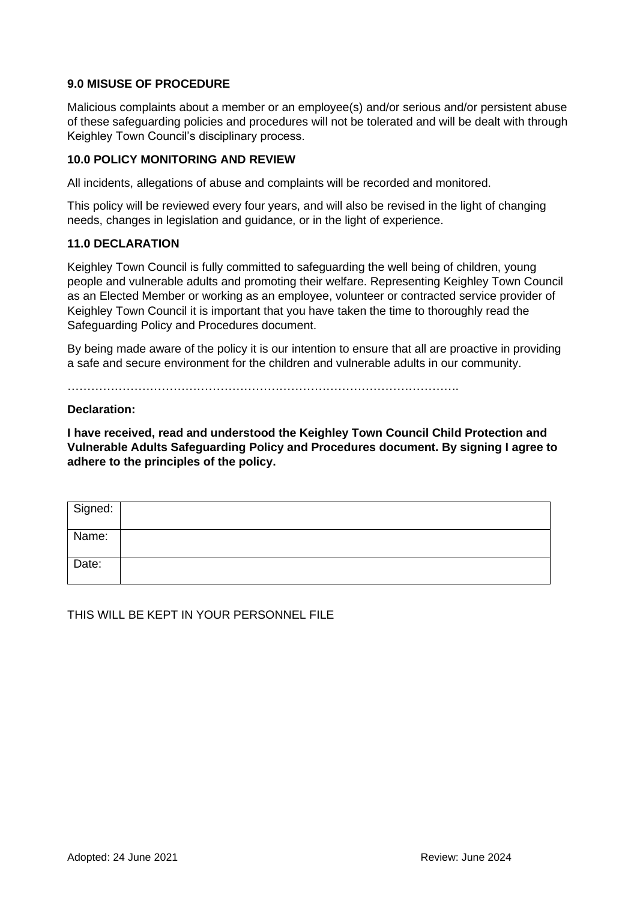### 9.0 MISUSE OF PROCEDURE

Malicious complaints about a member or an employee(s) and/or serious and/or persistent abuse of these safeguarding policies and procedures will not be tolerated and will be dealt with through Keighley Town Council's disciplinary process.

### 10.0 POLICY MONITORING AND REVIEW

All incidents, allegations of abuse and complaints will be recorded and monitored.

This policy will be reviewed every four years, and will also be revised in the light of changing needs, changes in legislation and guidance, or in the light of experience.

### 11.0 DECLARATION

Keighley Town Council is fully committed to safeguarding the well being of children, young people and vulnerable adults and promoting their welfare. Representing Keighley Town Council as an Elected Member or working as an employee, volunteer or contracted service provider of Keighley Town Council it is important that you have taken the time to thoroughly read the Safeguarding Policy and Procedures document.

By being made aware of the policy it is our intention to ensure that all are proactive in providing a safe and secure environment for the children and vulnerable adults in our community.

…………………………………………………………………………………………

**Declaration:**

**I have received, read and understood the Keighley Town Council Child Protection and Vulnerable Adults Safeguarding Policy and Procedures document. By signing I agree to adhere to the principles of the policy.**

| | |
|---|---|
| Signed: | |
| Name: | |
| Date: | |

THIS WILL BE KEPT IN YOUR PERSONNEL FILE

Adopted: 24 June 2021 Review: June 2024